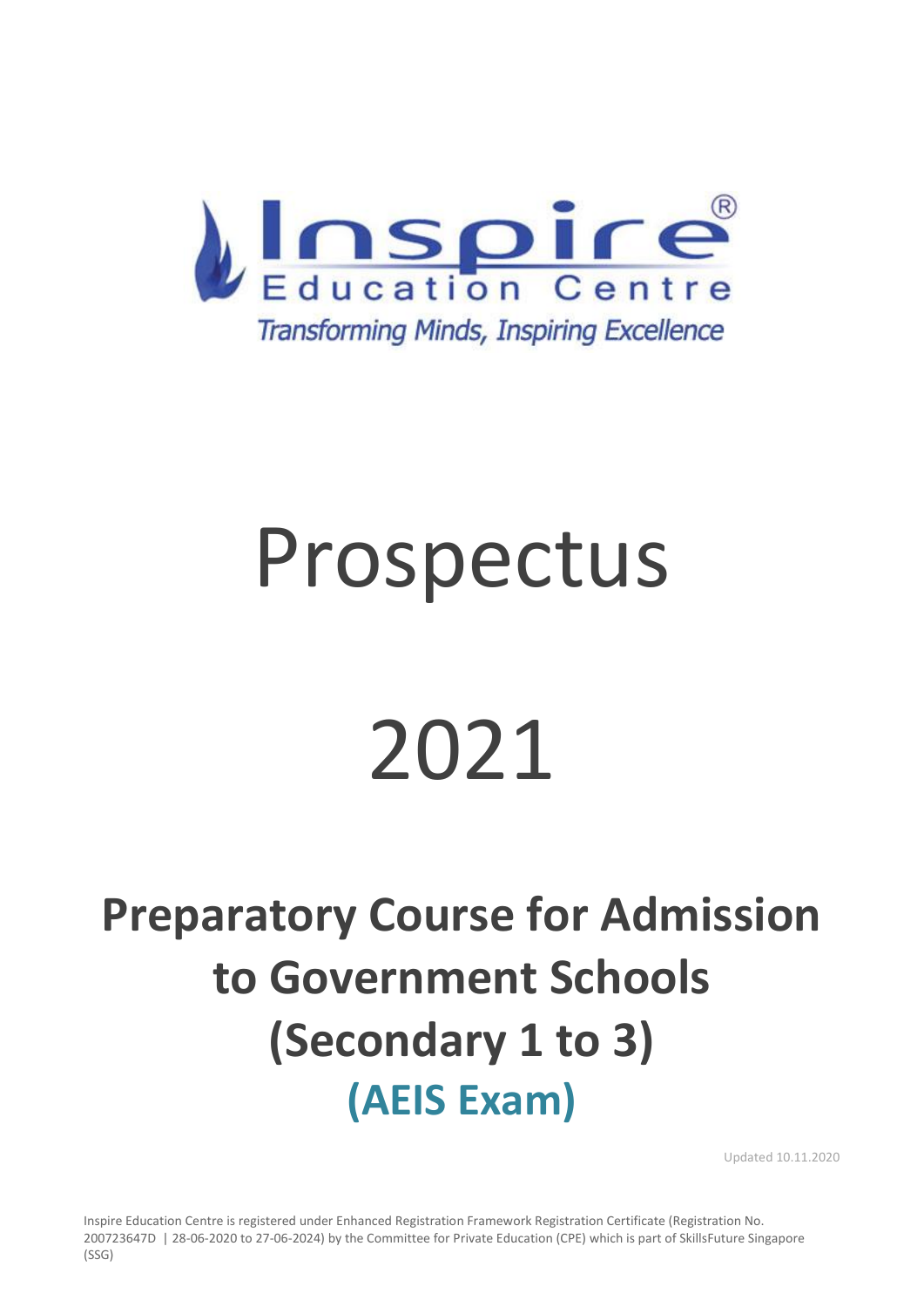Inspire® Education Centre

*Transforming Minds, Inspiring Excellence*

# Prospectus

# 2021

## Preparatory Course for Admission to Government Schools (Secondary 1 to 3)

## (AEIS Exam)

Updated 10.11.2020

Inspire Education Centre is registered under Enhanced Registration Framework Registration Certificate (Registration No. 200723647D | 28-06-2020 to 27-06-2024) by the Committee for Private Education (CPE) which is part of SkillsFuture Singapore (SSG)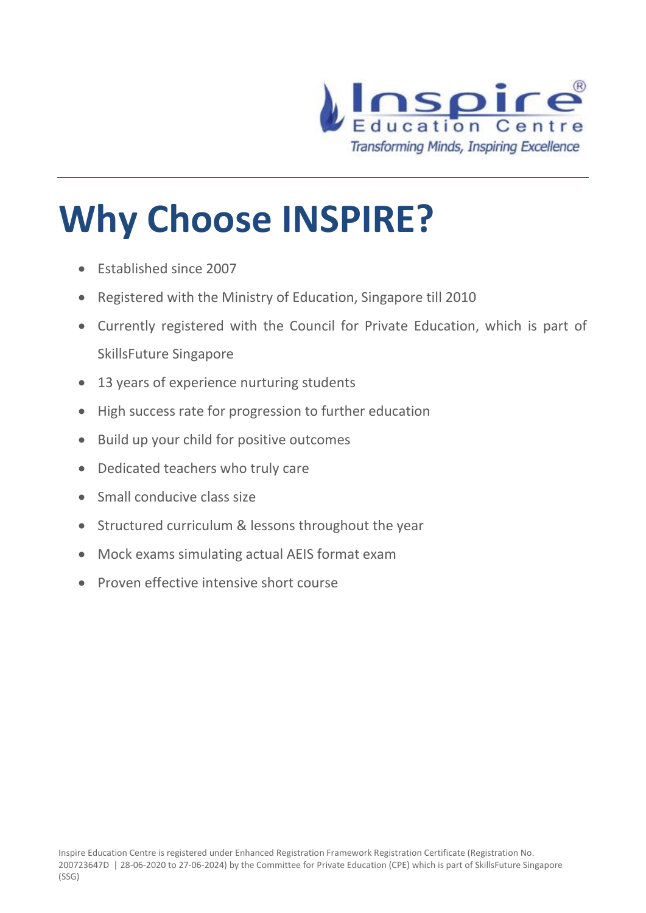Inspire Education Centre

*Transforming Minds, Inspiring Excellence*

# Why Choose INSPIRE?

- Established since 2007
- Registered with the Ministry of Education, Singapore till 2010
- Currently registered with the Council for Private Education, which is part of SkillsFuture Singapore
- 13 years of experience nurturing students
- High success rate for progression to further education
- Build up your child for positive outcomes
- Dedicated teachers who truly care
- Small conducive class size
- Structured curriculum & lessons throughout the year
- Mock exams simulating actual AEIS format exam
- Proven effective intensive short course

Inspire Education Centre is registered under Enhanced Registration Framework Registration Certificate (Registration No. 200723647D | 28-06-2020 to 27-06-2024) by the Committee for Private Education (CPE) which is part of SkillsFuture Singapore (SSG)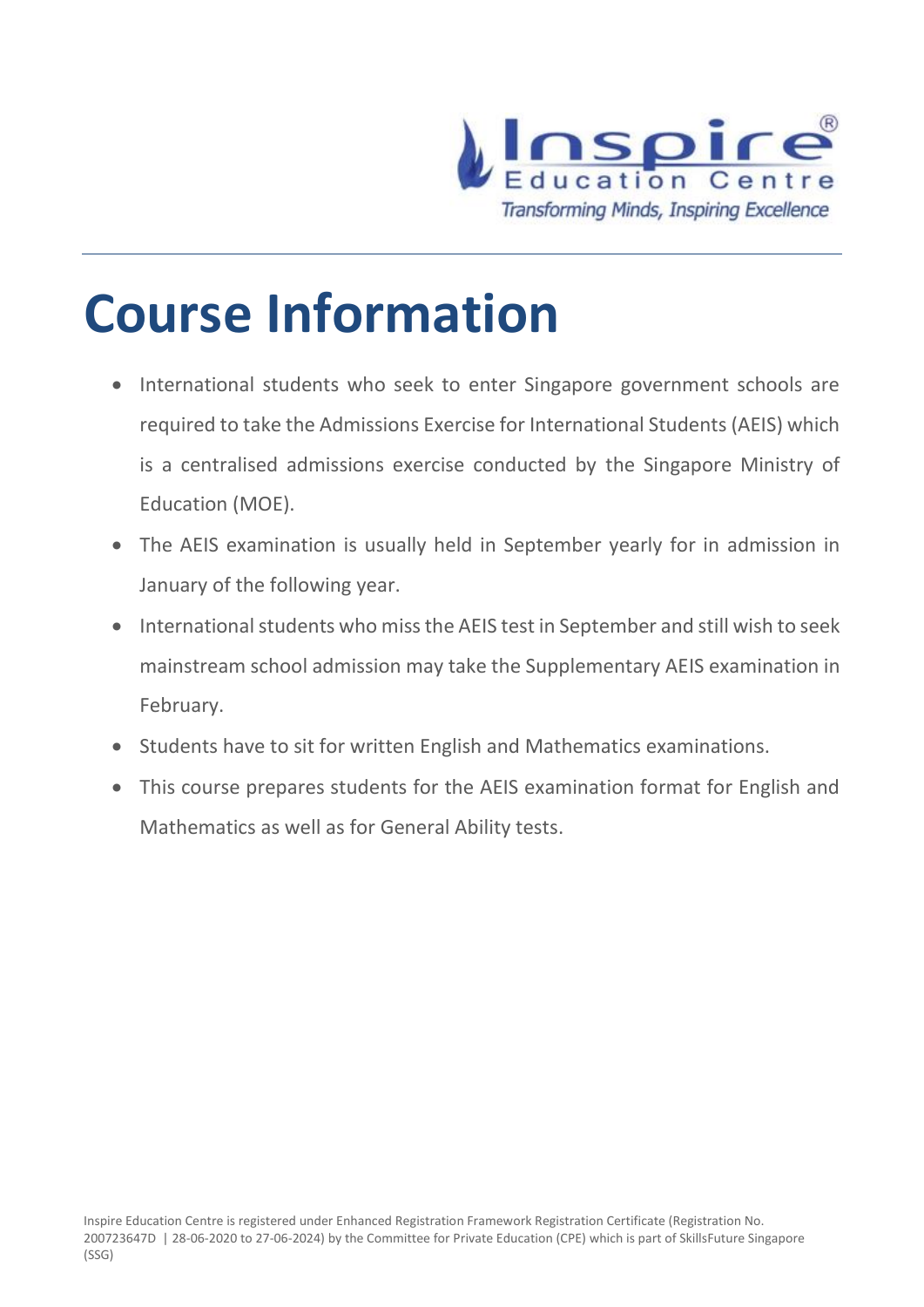# Course Information

- International students who seek to enter Singapore government schools are required to take the Admissions Exercise for International Students (AEIS) which is a centralised admissions exercise conducted by the Singapore Ministry of Education (MOE).
- The AEIS examination is usually held in September yearly for in admission in January of the following year.
- International students who miss the AEIS test in September and still wish to seek mainstream school admission may take the Supplementary AEIS examination in February.
- Students have to sit for written English and Mathematics examinations.
- This course prepares students for the AEIS examination format for English and Mathematics as well as for General Ability tests.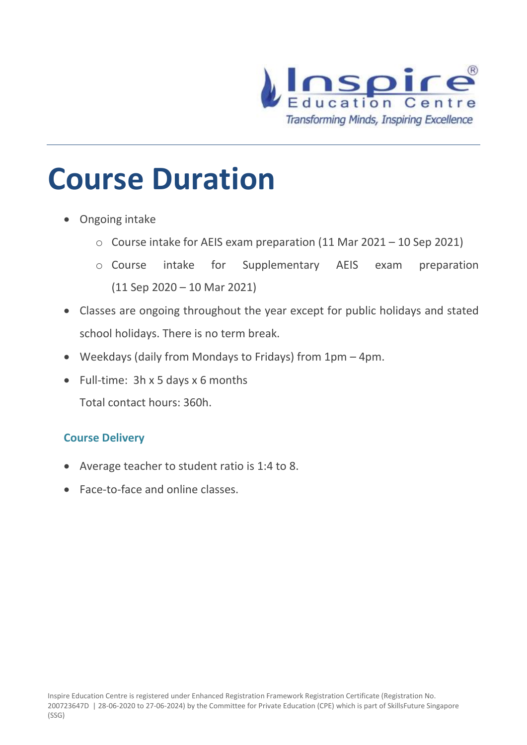# Course Duration

- Ongoing intake
    - Course intake for AEIS exam preparation (11 Mar 2021 – 10 Sep 2021)
    - Course intake for Supplementary AEIS exam preparation (11 Sep 2020 – 10 Mar 2021)
- Classes are ongoing throughout the year except for public holidays and stated school holidays. There is no term break.
- Weekdays (daily from Mondays to Fridays) from 1pm – 4pm.
- Full-time: 3h x 5 days x 6 months

  Total contact hours: 360h.

### Course Delivery

- Average teacher to student ratio is 1:4 to 8.
- Face-to-face and online classes.

Inspire Education Centre is registered under Enhanced Registration Framework Registration Certificate (Registration No. 200723647D | 28-06-2020 to 27-06-2024) by the Committee for Private Education (CPE) which is part of SkillsFuture Singapore (SSG)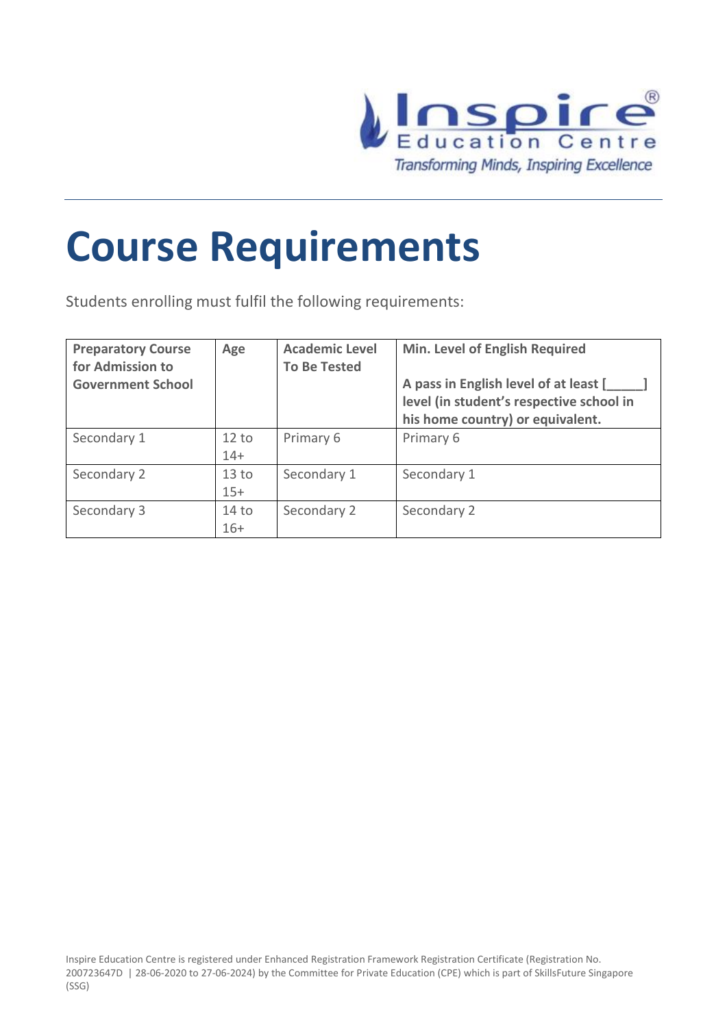# Course Requirements

Students enrolling must fulfil the following requirements:

| Preparatory Course for Admission to Government School | Age | Academic Level To Be Tested | Min. Level of English Required<br><br>A pass in English level of at least [_____] level (in student's respective school in his home country) or equivalent. |
|---|---|---|---|
| Secondary 1 | 12 to 14+ | Primary 6 | Primary 6 |
| Secondary 2 | 13 to 15+ | Secondary 1 | Secondary 1 |
| Secondary 3 | 14 to 16+ | Secondary 2 | Secondary 2 |

Inspire Education Centre is registered under Enhanced Registration Framework Registration Certificate (Registration No. 200723647D | 28-06-2020 to 27-06-2024) by the Committee for Private Education (CPE) which is part of SkillsFuture Singapore (SSG)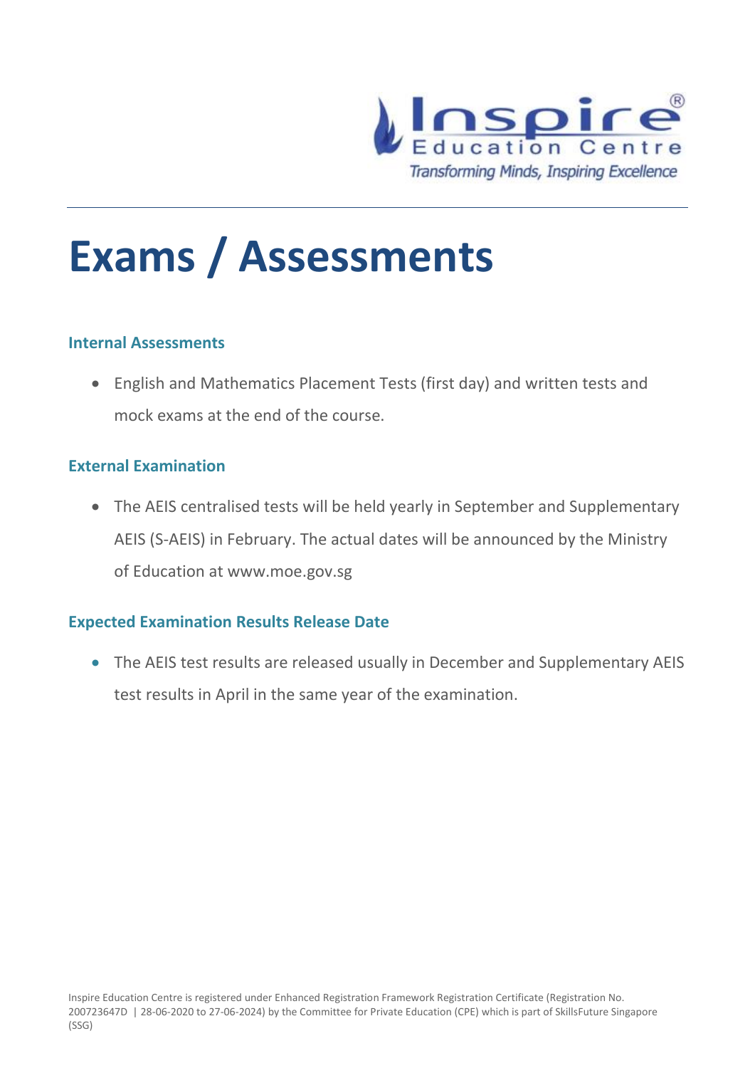# Exams / Assessments

### Internal Assessments

- English and Mathematics Placement Tests (first day) and written tests and mock exams at the end of the course.

### External Examination

- The AEIS centralised tests will be held yearly in September and Supplementary AEIS (S-AEIS) in February. The actual dates will be announced by the Ministry of Education at www.moe.gov.sg

### Expected Examination Results Release Date

- The AEIS test results are released usually in December and Supplementary AEIS test results in April in the same year of the examination.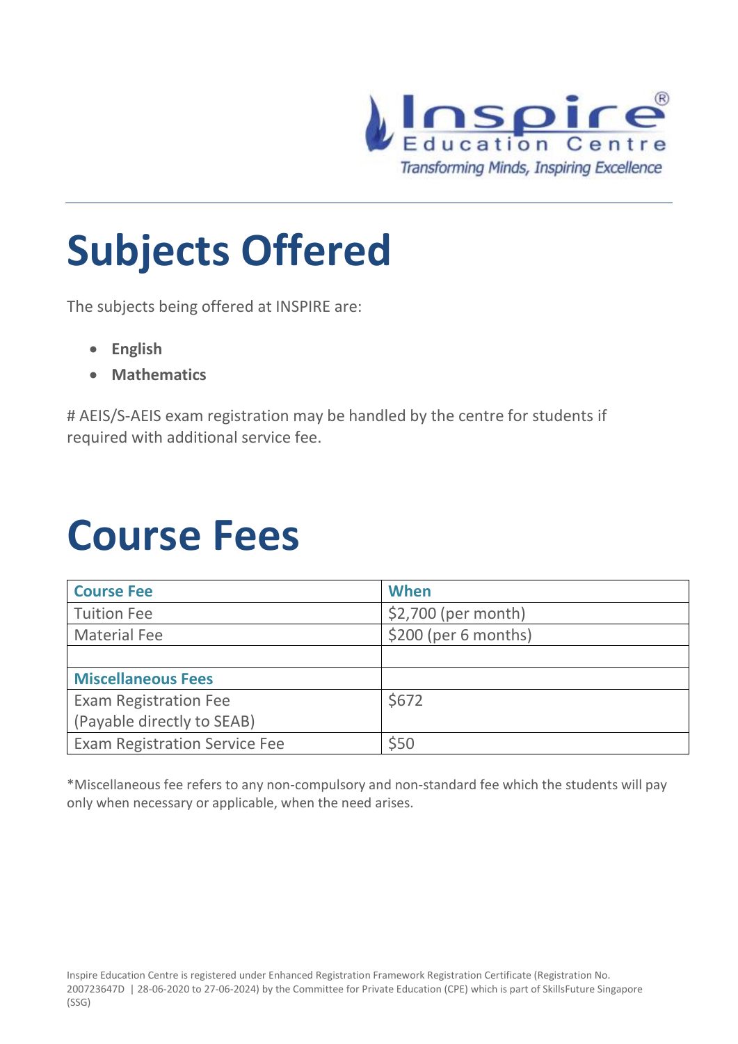# Subjects Offered

The subjects being offered at INSPIRE are:

- **English**
- **Mathematics**

# AEIS/S-AEIS exam registration may be handled by the centre for students if required with additional service fee.

# Course Fees

| Course Fee | When |
|---|---|
| Tuition Fee | $2,700 (per month) |
| Material Fee | $200 (per 6 months) |
| | |
| **Miscellaneous Fees** | |
| Exam Registration Fee (Payable directly to SEAB) | $672 |
| Exam Registration Service Fee | $50 |

*Miscellaneous fee refers to any non-compulsory and non-standard fee which the students will pay only when necessary or applicable, when the need arises.

Inspire Education Centre is registered under Enhanced Registration Framework Registration Certificate (Registration No. 200723647D | 28-06-2020 to 27-06-2024) by the Committee for Private Education (CPE) which is part of SkillsFuture Singapore (SSG)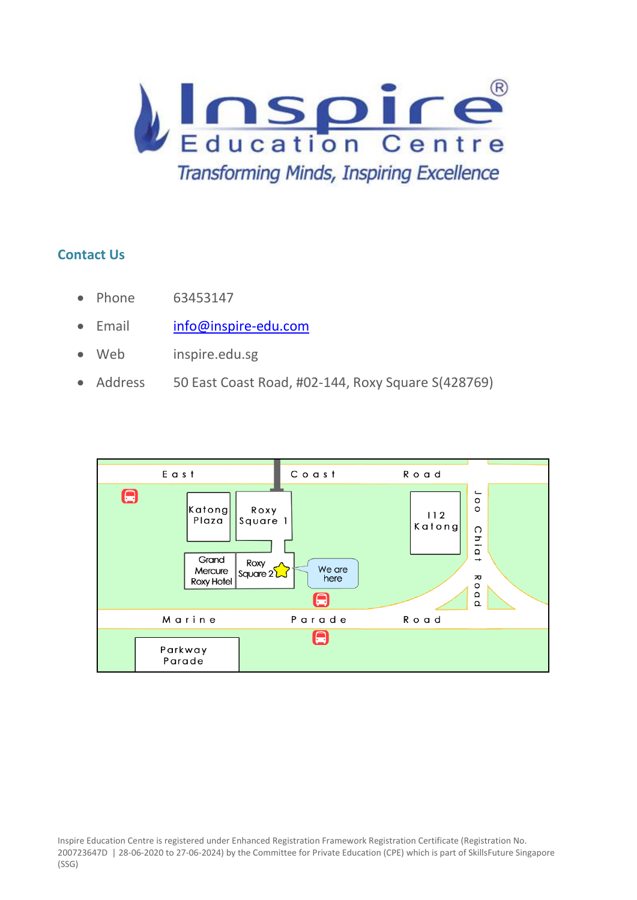# Inspire® Education Centre

*Transforming Minds, Inspiring Excellence*

## Contact Us

- Phone 63453147
- Email info@inspire-edu.com
- Web inspire.edu.sg
- Address 50 East Coast Road, #02-144, Roxy Square S(428769)

East Coast Road

Katong Plaza

Roxy Square 1

112 Katong

Joo Chiat Road

Grand Mercure Roxy Hotel

Roxy Square 2

We are here

Marine Parade Road

Parkway Parade

Inspire Education Centre is registered under Enhanced Registration Framework Registration Certificate (Registration No. 200723647D | 28-06-2020 to 27-06-2024) by the Committee for Private Education (CPE) which is part of SkillsFuture Singapore (SSG)